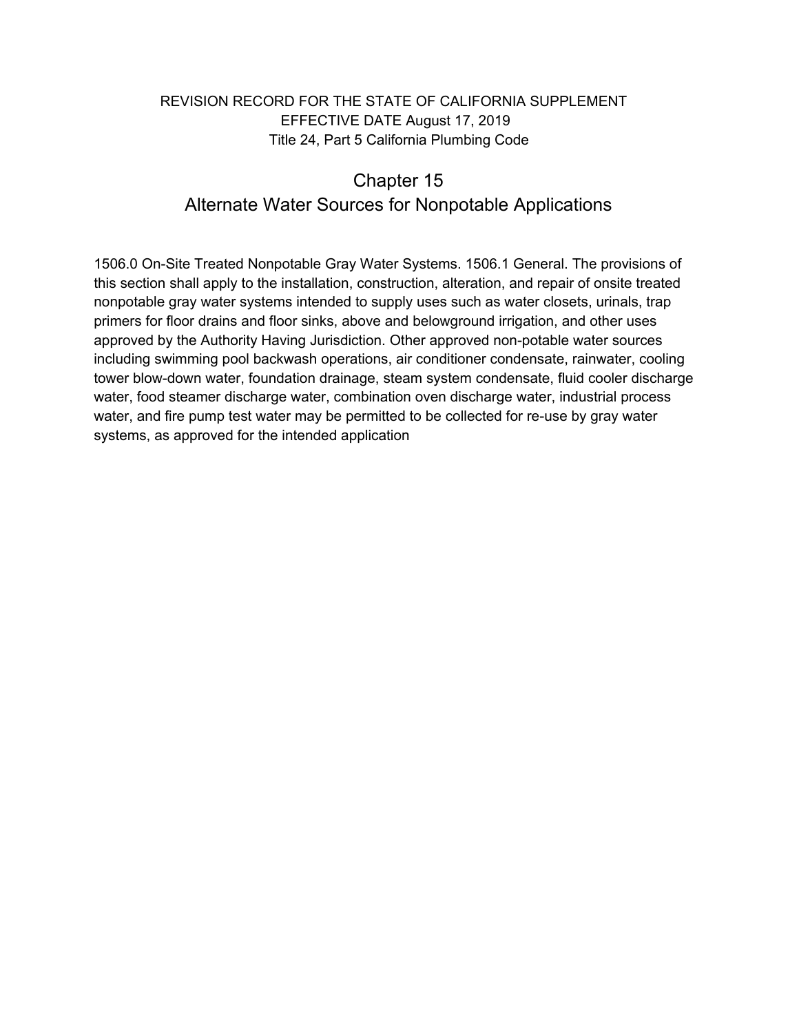REVISION RECORD FOR THE STATE OF CALIFORNIA SUPPLEMENT
EFFECTIVE DATE August 17, 2019
Title 24, Part 5 California Plumbing Code

# Chapter 15
# Alternate Water Sources for Nonpotable Applications

1506.0 On-Site Treated Nonpotable Gray Water Systems. 1506.1 General. The provisions of this section shall apply to the installation, construction, alteration, and repair of onsite treated nonpotable gray water systems intended to supply uses such as water closets, urinals, trap primers for floor drains and floor sinks, above and belowground irrigation, and other uses approved by the Authority Having Jurisdiction. Other approved non-potable water sources including swimming pool backwash operations, air conditioner condensate, rainwater, cooling tower blow-down water, foundation drainage, steam system condensate, fluid cooler discharge water, food steamer discharge water, combination oven discharge water, industrial process water, and fire pump test water may be permitted to be collected for re-use by gray water systems, as approved for the intended application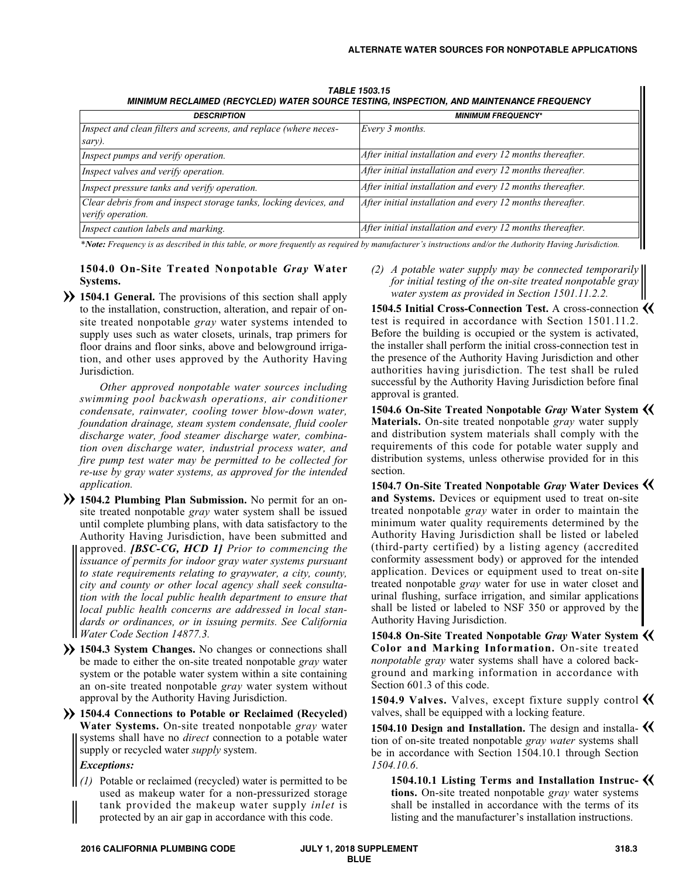**TABLE 1503.15**
***MINIMUM RECLAIMED (RECYCLED) WATER SOURCE TESTING, INSPECTION, AND MAINTENANCE FREQUENCY***

| *DESCRIPTION* | *MINIMUM FREQUENCY** |
|---|---|
| *Inspect and clean filters and screens, and replace (where necessary).* | *Every 3 months.* |
| *Inspect pumps and verify operation.* | *After initial installation and every 12 months thereafter.* |
| *Inspect valves and verify operation.* | *After initial installation and every 12 months thereafter.* |
| *Inspect pressure tanks and verify operation.* | *After initial installation and every 12 months thereafter.* |
| *Clear debris from and inspect storage tanks, locking devices, and verify operation.* | *After initial installation and every 12 months thereafter.* |
| *Inspect caution labels and marking.* | *After initial installation and every 12 months thereafter.* |

****Note:** Frequency is as described in this table, or more frequently as required by manufacturer's instructions and/or the Authority Having Jurisdiction.*

## 1504.0 On-Site Treated Nonpotable *Gray* Water Systems.

**1504.1 General.** The provisions of this section shall apply to the installation, construction, alteration, and repair of on-site treated nonpotable *gray* water systems intended to supply uses such as water closets, urinals, trap primers for floor drains and floor sinks, above and belowground irrigation, and other uses approved by the Authority Having Jurisdiction.

*Other approved nonpotable water sources including swimming pool backwash operations, air conditioner condensate, rainwater, cooling tower blow-down water, foundation drainage, steam system condensate, fluid cooler discharge water, food steamer discharge water, combination oven discharge water, industrial process water, and fire pump test water may be permitted to be collected for re-use by gray water systems, as approved for the intended application.*

**1504.2 Plumbing Plan Submission.** No permit for an on-site treated nonpotable *gray* water system shall be issued until complete plumbing plans, with data satisfactory to the Authority Having Jurisdiction, have been submitted and approved. ***[BSC-CG, HCD 1]*** *Prior to commencing the issuance of permits for indoor gray water systems pursuant to state requirements relating to graywater, a city, county, city and county or other local agency shall seek consultation with the local public health department to ensure that local public health concerns are addressed in local standards or ordinances, or in issuing permits. See California Water Code Section 14877.3.*

**1504.3 System Changes.** No changes or connections shall be made to either the on-site treated nonpotable *gray* water system or the potable water system within a site containing an on-site treated nonpotable *gray* water system without approval by the Authority Having Jurisdiction.

**1504.4 Connections to Potable or Reclaimed (Recycled) Water Systems.** On-site treated nonpotable *gray* water systems shall have no *direct* connection to a potable water supply or recycled water *supply* system.

***Exceptions:***

*(1)* Potable or reclaimed (recycled) water is permitted to be used as makeup water for a non-pressurized storage tank provided the makeup water supply *inlet* is protected by an air gap in accordance with this code.

*(2) A potable water supply may be connected temporarily for initial testing of the on-site treated nonpotable gray water system as provided in Section 1501.11.2.2.*

**1504.5 Initial Cross-Connection Test.** A cross-connection test is required in accordance with Section 1501.11.2. Before the building is occupied or the system is activated, the installer shall perform the initial cross-connection test in the presence of the Authority Having Jurisdiction and other authorities having jurisdiction. The test shall be ruled successful by the Authority Having Jurisdiction before final approval is granted.

**1504.6 On-Site Treated Nonpotable *Gray* Water System Materials.** On-site treated nonpotable *gray* water supply and distribution system materials shall comply with the requirements of this code for potable water supply and distribution systems, unless otherwise provided for in this section.

**1504.7 On-Site Treated Nonpotable *Gray* Water Devices and Systems.** Devices or equipment used to treat on-site treated nonpotable *gray* water in order to maintain the minimum water quality requirements determined by the Authority Having Jurisdiction shall be listed or labeled (third-party certified) by a listing agency (accredited conformity assessment body) or approved for the intended application. Devices or equipment used to treat on-site treated nonpotable *gray* water for use in water closet and urinal flushing, surface irrigation, and similar applications shall be listed or labeled to NSF 350 or approved by the Authority Having Jurisdiction.

**1504.8 On-Site Treated Nonpotable *Gray* Water System Color and Marking Information.** On-site treated *nonpotable gray* water systems shall have a colored background and marking information in accordance with Section 601.3 of this code.

**1504.9 Valves.** Valves, except fixture supply control valves, shall be equipped with a locking feature.

**1504.10 Design and Installation.** The design and installation of on-site treated nonpotable *gray water* systems shall be in accordance with Section 1504.10.1 through Section *1504.10.6*.

**1504.10.1 Listing Terms and Installation Instructions.** On-site treated nonpotable *gray* water systems shall be installed in accordance with the terms of its listing and the manufacturer's installation instructions.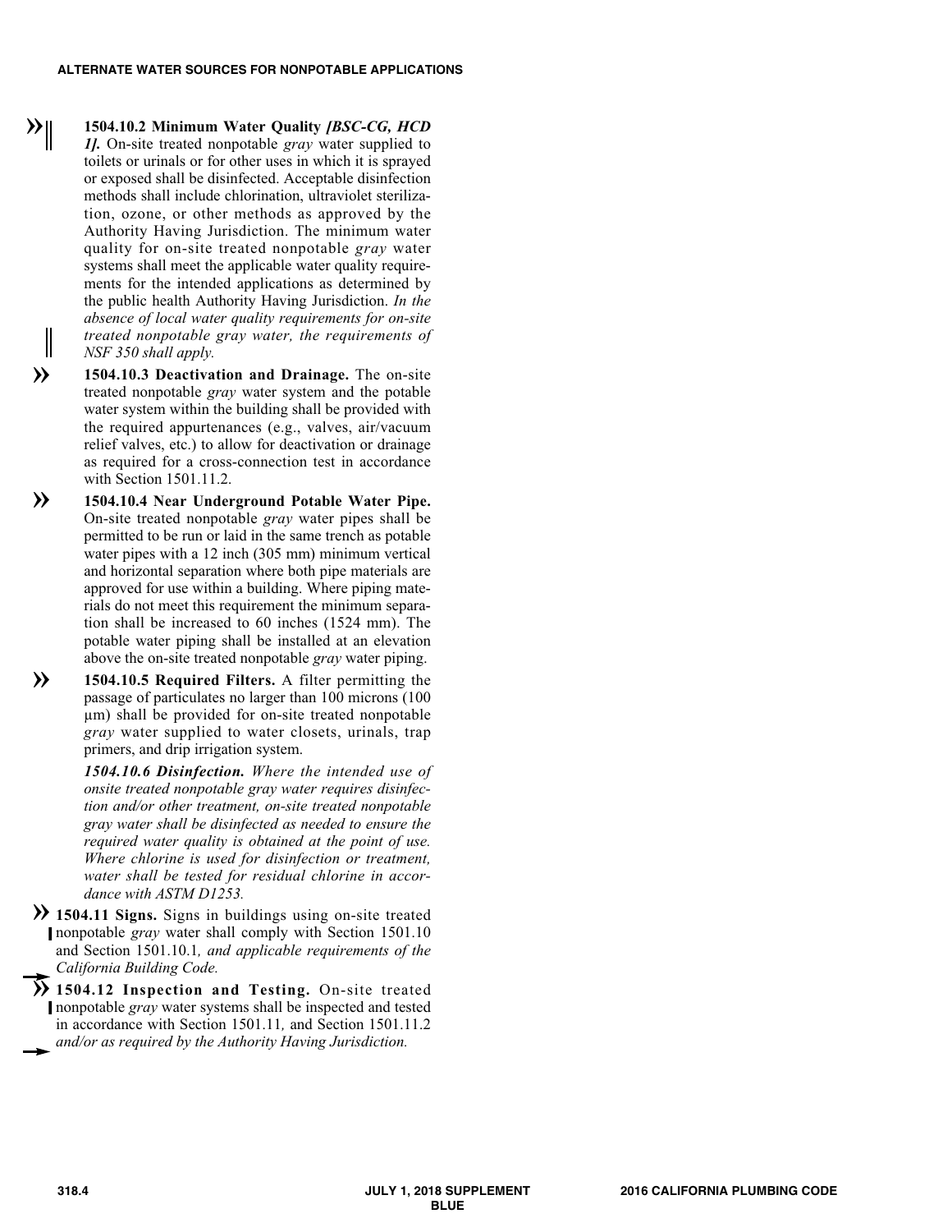**1504.10.2 Minimum Water Quality** ***[BSC-CG, HCD 1].*** On-site treated nonpotable *gray* water supplied to toilets or urinals or for other uses in which it is sprayed or exposed shall be disinfected. Acceptable disinfection methods shall include chlorination, ultraviolet sterilization, ozone, or other methods as approved by the Authority Having Jurisdiction. The minimum water quality for on-site treated nonpotable *gray* water systems shall meet the applicable water quality requirements for the intended applications as determined by the public health Authority Having Jurisdiction. *In the absence of local water quality requirements for on-site treated nonpotable gray water, the requirements of NSF 350 shall apply.*

**1504.10.3 Deactivation and Drainage.** The on-site treated nonpotable *gray* water system and the potable water system within the building shall be provided with the required appurtenances (e.g., valves, air/vacuum relief valves, etc.) to allow for deactivation or drainage as required for a cross-connection test in accordance with Section 1501.11.2.

**1504.10.4 Near Underground Potable Water Pipe.** On-site treated nonpotable *gray* water pipes shall be permitted to be run or laid in the same trench as potable water pipes with a 12 inch (305 mm) minimum vertical and horizontal separation where both pipe materials are approved for use within a building. Where piping materials do not meet this requirement the minimum separation shall be increased to 60 inches (1524 mm). The potable water piping shall be installed at an elevation above the on-site treated nonpotable *gray* water piping.

**1504.10.5 Required Filters.** A filter permitting the passage of particulates no larger than 100 microns (100 µm) shall be provided for on-site treated nonpotable *gray* water supplied to water closets, urinals, trap primers, and drip irrigation system.

***1504.10.6 Disinfection.*** *Where the intended use of onsite treated nonpotable gray water requires disinfection and/or other treatment, on-site treated nonpotable gray water shall be disinfected as needed to ensure the required water quality is obtained at the point of use. Where chlorine is used for disinfection or treatment, water shall be tested for residual chlorine in accordance with ASTM D1253.*

**1504.11 Signs.** Signs in buildings using on-site treated nonpotable *gray* water shall comply with Section 1501.10 and Section 1501.10.1*, and applicable requirements of the California Building Code.*

**1504.12 Inspection and Testing.** On-site treated nonpotable *gray* water systems shall be inspected and tested in accordance with Section 1501.11*,* and Section 1501.11.2 *and/or as required by the Authority Having Jurisdiction.*